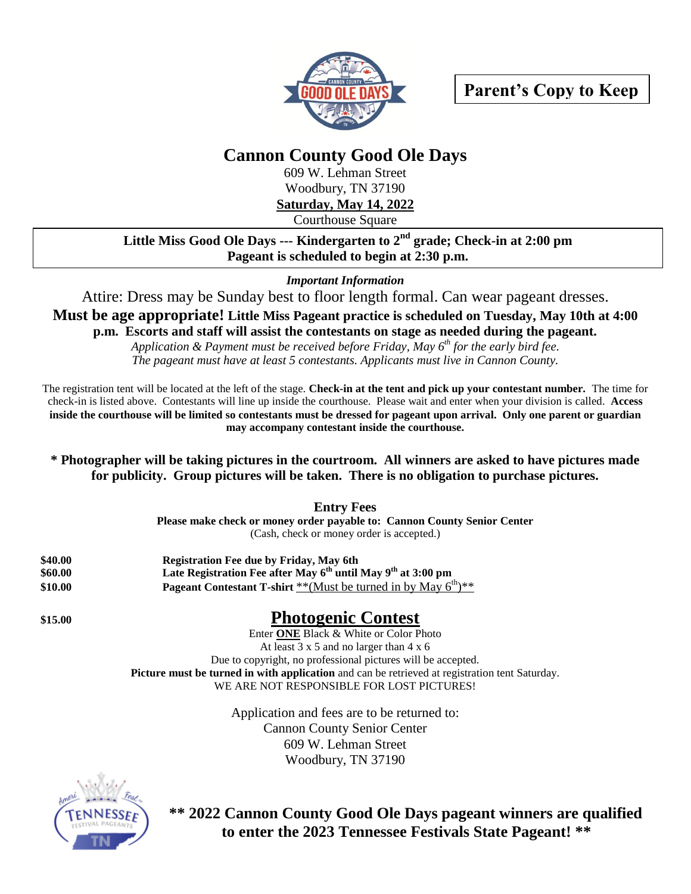**Parent's Copy to Keep**

# Cannon County Good Ole Days

609 W. Lehman Street
Woodbury, TN 37190
**Saturday, May 14, 2022**
Courthouse Square

**Little Miss Good Ole Days --- Kindergarten to 2nd grade; Check-in at 2:00 pm**
**Pageant is scheduled to begin at 2:30 p.m.**

***Important Information***

Attire: Dress may be Sunday best to floor length formal. Can wear pageant dresses.

**Must be age appropriate! Little Miss Pageant practice is scheduled on Tuesday, May 10th at 4:00 p.m. Escorts and staff will assist the contestants on stage as needed during the pageant.**

*Application & Payment must be received before Friday, May 6th for the early bird fee.*
*The pageant must have at least 5 contestants. Applicants must live in Cannon County.*

The registration tent will be located at the left of the stage. **Check-in at the tent and pick up your contestant number.** The time for check-in is listed above. Contestants will line up inside the courthouse. Please wait and enter when your division is called. **Access inside the courthouse will be limited so contestants must be dressed for pageant upon arrival. Only one parent or guardian may accompany contestant inside the courthouse.**

**\* Photographer will be taking pictures in the courtroom. All winners are asked to have pictures made for publicity. Group pictures will be taken. There is no obligation to purchase pictures.**

## Entry Fees

**Please make check or money order payable to: Cannon County Senior Center**
(Cash, check or money order is accepted.)

| | |
|---|---|
| **$40.00** | **Registration Fee due by Friday, May 6th** |
| **$60.00** | **Late Registration Fee after May 6th until May 9th at 3:00 pm** |
| **$10.00** | **Pageant Contestant T-shirt** **(Must be turned in by May 6th)** |
| **$15.00** | **Photogenic Contest** |

## Photogenic Contest

Enter **ONE** Black & White or Color Photo
At least 3 x 5 and no larger than 4 x 6
Due to copyright, no professional pictures will be accepted.
**Picture must be turned in with application** and can be retrieved at registration tent Saturday.
WE ARE NOT RESPONSIBLE FOR LOST PICTURES!

Application and fees are to be returned to:
Cannon County Senior Center
609 W. Lehman Street
Woodbury, TN 37190

**\*\* 2022 Cannon County Good Ole Days pageant winners are qualified to enter the 2023 Tennessee Festivals State Pageant! \*\***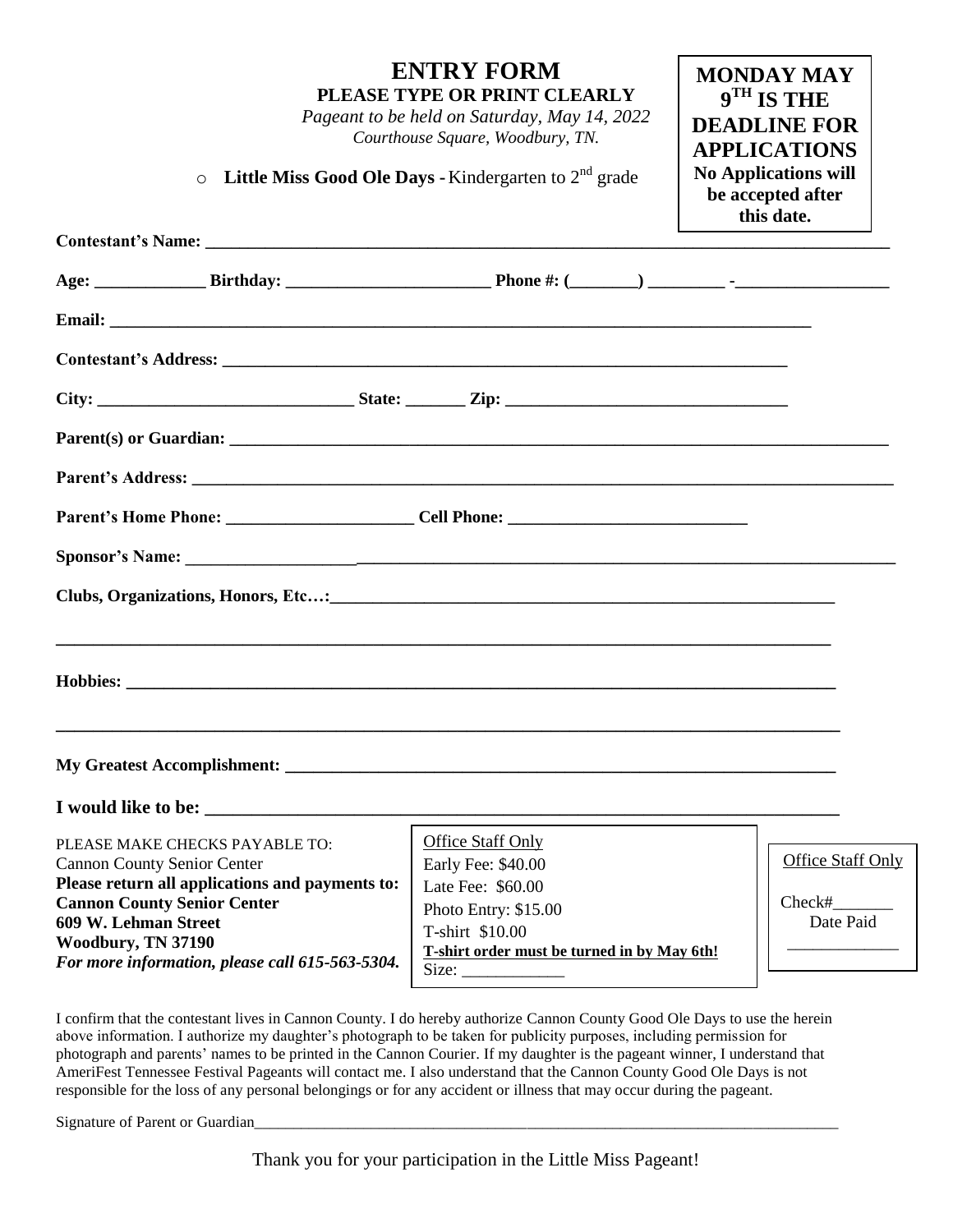# ENTRY FORM

**PLEASE TYPE OR PRINT CLEARLY**

*Pageant to be held on Saturday, May 14, 2022*

*Courthouse Square, Woodbury, TN.*

- **Little Miss Good Ole Days -** Kindergarten to 2nd grade

**MONDAY MAY 9TH IS THE DEADLINE FOR APPLICATIONS**
**No Applications will be accepted after this date.**

**Contestant's Name:** ______________________________

**Age:** ____________ **Birthday:** ______________________ **Phone #:** (________) ________ -________________

**Email:** ______________________________

**Contestant's Address:** ______________________________

**City:** ____________________________ **State:** _______ **Zip:** ______________________________

**Parent(s) or Guardian:** ______________________________

**Parent's Address:** ______________________________

**Parent's Home Phone:** _____________________ **Cell Phone:** ___________________________

**Sponsor's Name:** ______________________________

**Clubs, Organizations, Honors, Etc…:** ______________________________

______________________________

**Hobbies:** ______________________________

______________________________

**My Greatest Accomplishment:** ______________________________

**I would like to be:** ______________________________

PLEASE MAKE CHECKS PAYABLE TO:
Cannon County Senior Center
**Please return all applications and payments to:**
**Cannon County Senior Center**
**609 W. Lehman Street**
**Woodbury, TN 37190**
***For more information, please call 615-563-5304.***

Office Staff Only
Early Fee: $40.00
Late Fee: $60.00
Photo Entry: $15.00
T-shirt $10.00
**T-shirt order must be turned in by May 6th!**
Size: ____________

Office Staff Only
Check#_______
Date Paid
_____________

I confirm that the contestant lives in Cannon County. I do hereby authorize Cannon County Good Ole Days to use the herein above information. I authorize my daughter's photograph to be taken for publicity purposes, including permission for photograph and parents' names to be printed in the Cannon Courier. If my daughter is the pageant winner, I understand that AmeriFest Tennessee Festival Pageants will contact me. I also understand that the Cannon County Good Ole Days is not responsible for the loss of any personal belongings or for any accident or illness that may occur during the pageant.

Signature of Parent or Guardian______________________________

Thank you for your participation in the Little Miss Pageant!